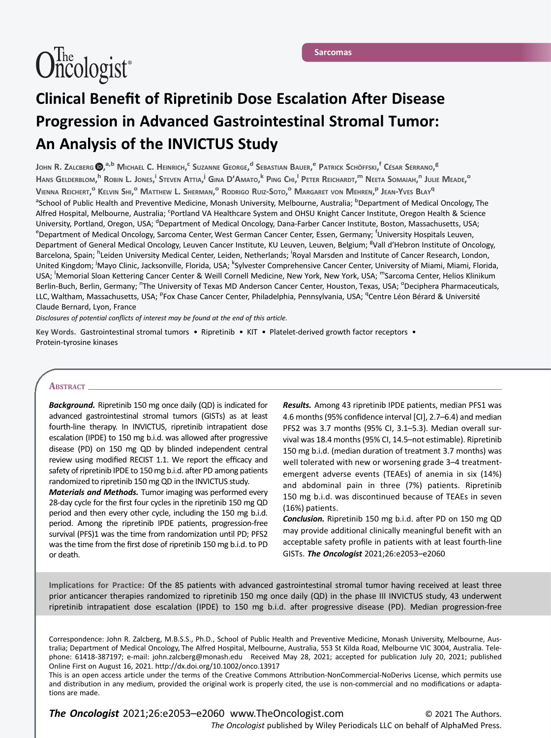Sarcomas

# Clinical Benefit of Ripretinib Dose Escalation After Disease Progression in Advanced Gastrointestinal Stromal Tumor: An Analysis of the INVICTUS Study

John R. Zalcberg[a,b] Michael C. Heinrich,[c] Suzanne George,[d] Sebastian Bauer,[e] Patrick Schöffski,[f] César Serrano,[g] Hans Gelderblom,[h] Robin L. Jones,[i] Steven Attia,[j] Gina D'Amato,[k] Ping Chi,[l] Peter Reichardt,[m] Neeta Somaiah,[n] Julie Meade,[o] Vienna Reichert,[o] Kelvin Shi,[o] Matthew L. Sherman,[o] Rodrigo Ruiz-Soto,[o] Margaret von Mehren,[p] Jean-Yves Blay[q]

[a]School of Public Health and Preventive Medicine, Monash University, Melbourne, Australia; [b]Department of Medical Oncology, The Alfred Hospital, Melbourne, Australia; [c]Portland VA Healthcare System and OHSU Knight Cancer Institute, Oregon Health & Science University, Portland, Oregon, USA; [d]Department of Medical Oncology, Dana-Farber Cancer Institute, Boston, Massachusetts, USA; [e]Department of Medical Oncology, Sarcoma Center, West German Cancer Center, Essen, Germany; [f]University Hospitals Leuven, Department of General Medical Oncology, Leuven Cancer Institute, KU Leuven, Leuven, Belgium; [g]Vall d'Hebron Institute of Oncology, Barcelona, Spain; [h]Leiden University Medical Center, Leiden, Netherlands; [i]Royal Marsden and Institute of Cancer Research, London, United Kingdom; [j]Mayo Clinic, Jacksonville, Florida, USA; [k]Sylvester Comprehensive Cancer Center, University of Miami, Miami, Florida, USA; [l]Memorial Sloan Kettering Cancer Center & Weill Cornell Medicine, New York, New York, USA; [m]Sarcoma Center, Helios Klinikum Berlin-Buch, Berlin, Germany; [n]The University of Texas MD Anderson Cancer Center, Houston, Texas, USA; [o]Deciphera Pharmaceuticals, LLC, Waltham, Massachusetts, USA; [p]Fox Chase Cancer Center, Philadelphia, Pennsylvania, USA; [q]Centre Léon Bérard & Université Claude Bernard, Lyon, France

*Disclosures of potential conflicts of interest may be found at the end of this article.*

**Key Words.** Gastrointestinal stromal tumors • Ripretinib • KIT • Platelet-derived growth factor receptors • Protein-tyrosine kinases

## Abstract

***Background.*** Ripretinib 150 mg once daily (QD) is indicated for advanced gastrointestinal stromal tumors (GISTs) as at least fourth-line therapy. In INVICTUS, ripretinib intrapatient dose escalation (IPDE) to 150 mg b.i.d. was allowed after progressive disease (PD) on 150 mg QD by blinded independent central review using modified RECIST 1.1. We report the efficacy and safety of ripretinib IPDE to 150 mg b.i.d. after PD among patients randomized to ripretinib 150 mg QD in the INVICTUS study.

***Materials and Methods.*** Tumor imaging was performed every 28-day cycle for the first four cycles in the ripretinib 150 mg QD period and then every other cycle, including the 150 mg b.i.d. period. Among the ripretinib IPDE patients, progression-free survival (PFS)1 was the time from randomization until PD; PFS2 was the time from the first dose of ripretinib 150 mg b.i.d. to PD or death.

***Results.*** Among 43 ripretinib IPDE patients, median PFS1 was 4.6 months (95% confidence interval [CI], 2.7–6.4) and median PFS2 was 3.7 months (95% CI, 3.1–5.3). Median overall survival was 18.4 months (95% CI, 14.5–not estimable). Ripretinib 150 mg b.i.d. (median duration of treatment 3.7 months) was well tolerated with new or worsening grade 3–4 treatment-emergent adverse events (TEAEs) of anemia in six (14%) and abdominal pain in three (7%) patients. Ripretinib 150 mg b.i.d. was discontinued because of TEAEs in seven (16%) patients.

***Conclusion.*** Ripretinib 150 mg b.i.d. after PD on 150 mg QD may provide additional clinically meaningful benefit with an acceptable safety profile in patients with at least fourth-line GISTs. ***The Oncologist*** 2021;26:e2053–e2060

**Implications for Practice:** Of the 85 patients with advanced gastrointestinal stromal tumor having received at least three prior anticancer therapies randomized to ripretinib 150 mg once daily (QD) in the phase III INVICTUS study, 43 underwent ripretinib intrapatient dose escalation (IPDE) to 150 mg b.i.d. after progressive disease (PD). Median progression-free

Correspondence: John R. Zalcberg, M.B.S.S., Ph.D., School of Public Health and Preventive Medicine, Monash University, Melbourne, Australia; Department of Medical Oncology, The Alfred Hospital, Melbourne, Australia, 553 St Kilda Road, Melbourne VIC 3004, Australia. Telephone: 61418-387197; e-mail: john.zalcberg@monash.edu Received May 28, 2021; accepted for publication July 20, 2021; published Online First on August 16, 2021. http://dx.doi.org/10.1002/onco.13917

This is an open access article under the terms of the Creative Commons Attribution-NonCommercial-NoDerivs License, which permits use and distribution in any medium, provided the original work is properly cited, the use is non-commercial and no modifications or adaptations are made.

© 2021 The Authors. *The Oncologist* published by Wiley Periodicals LLC on behalf of AlphaMed Press.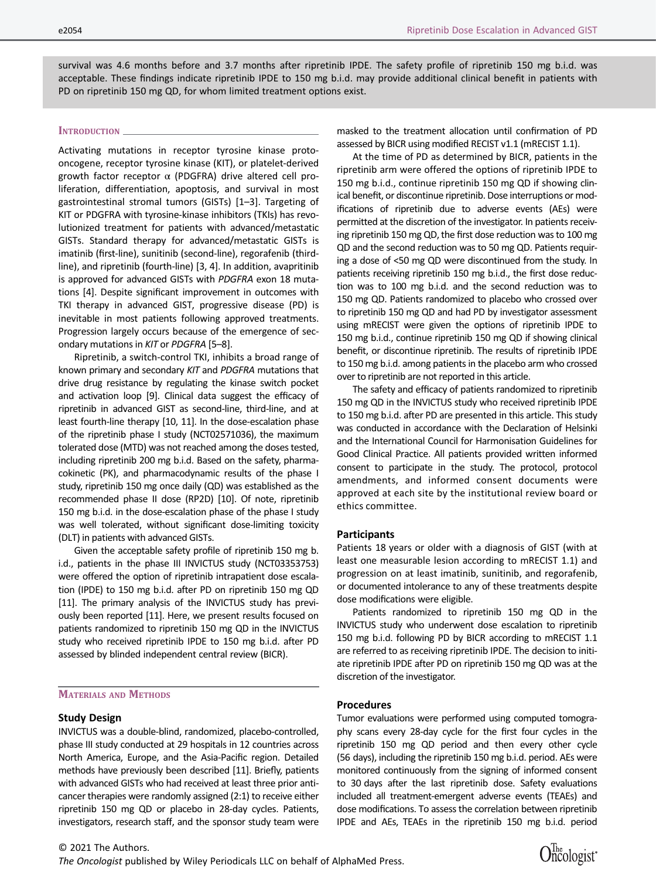survival was 4.6 months before and 3.7 months after ripretinib IPDE. The safety profile of ripretinib 150 mg b.i.d. was acceptable. These findings indicate ripretinib IPDE to 150 mg b.i.d. may provide additional clinical benefit in patients with PD on ripretinib 150 mg QD, for whom limited treatment options exist.

## Introduction

Activating mutations in receptor tyrosine kinase proto-oncogene, receptor tyrosine kinase (KIT), or platelet-derived growth factor receptor α (PDGFRA) drive altered cell proliferation, differentiation, apoptosis, and survival in most gastrointestinal stromal tumors (GISTs) [1–3]. Targeting of KIT or PDGFRA with tyrosine-kinase inhibitors (TKIs) has revolutionized treatment for patients with advanced/metastatic GISTs. Standard therapy for advanced/metastatic GISTs is imatinib (first-line), sunitinib (second-line), regorafenib (third-line), and ripretinib (fourth-line) [3, 4]. In addition, avapritinib is approved for advanced GISTs with *PDGFRA* exon 18 mutations [4]. Despite significant improvement in outcomes with TKI therapy in advanced GIST, progressive disease (PD) is inevitable in most patients following approved treatments. Progression largely occurs because of the emergence of secondary mutations in *KIT* or *PDGFRA* [5–8].

Ripretinib, a switch-control TKI, inhibits a broad range of known primary and secondary *KIT* and *PDGFRA* mutations that drive drug resistance by regulating the kinase switch pocket and activation loop [9]. Clinical data suggest the efficacy of ripretinib in advanced GIST as second-line, third-line, and at least fourth-line therapy [10, 11]. In the dose-escalation phase of the ripretinib phase I study (NCT02571036), the maximum tolerated dose (MTD) was not reached among the doses tested, including ripretinib 200 mg b.i.d. Based on the safety, pharmacokinetic (PK), and pharmacodynamic results of the phase I study, ripretinib 150 mg once daily (QD) was established as the recommended phase II dose (RP2D) [10]. Of note, ripretinib 150 mg b.i.d. in the dose-escalation phase of the phase I study was well tolerated, without significant dose-limiting toxicity (DLT) in patients with advanced GISTs.

Given the acceptable safety profile of ripretinib 150 mg b.i.d., patients in the phase III INVICTUS study (NCT03353753) were offered the option of ripretinib intrapatient dose escalation (IPDE) to 150 mg b.i.d. after PD on ripretinib 150 mg QD [11]. The primary analysis of the INVICTUS study has previously been reported [11]. Here, we present results focused on patients randomized to ripretinib 150 mg QD in the INVICTUS study who received ripretinib IPDE to 150 mg b.i.d. after PD assessed by blinded independent central review (BICR).

## Materials and Methods

### Study Design

INVICTUS was a double-blind, randomized, placebo-controlled, phase III study conducted at 29 hospitals in 12 countries across North America, Europe, and the Asia-Pacific region. Detailed methods have previously been described [11]. Briefly, patients with advanced GISTs who had received at least three prior anticancer therapies were randomly assigned (2:1) to receive either ripretinib 150 mg QD or placebo in 28-day cycles. Patients, investigators, research staff, and the sponsor study team were masked to the treatment allocation until confirmation of PD assessed by BICR using modified RECIST v1.1 (mRECIST 1.1).

At the time of PD as determined by BICR, patients in the ripretinib arm were offered the options of ripretinib IPDE to 150 mg b.i.d., continue ripretinib 150 mg QD if showing clinical benefit, or discontinue ripretinib. Dose interruptions or modifications of ripretinib due to adverse events (AEs) were permitted at the discretion of the investigator. In patients receiving ripretinib 150 mg QD, the first dose reduction was to 100 mg QD and the second reduction was to 50 mg QD. Patients requiring a dose of <50 mg QD were discontinued from the study. In patients receiving ripretinib 150 mg b.i.d., the first dose reduction was to 100 mg b.i.d. and the second reduction was to 150 mg QD. Patients randomized to placebo who crossed over to ripretinib 150 mg QD and had PD by investigator assessment using mRECIST were given the options of ripretinib IPDE to 150 mg b.i.d., continue ripretinib 150 mg QD if showing clinical benefit, or discontinue ripretinib. The results of ripretinib IPDE to 150 mg b.i.d. among patients in the placebo arm who crossed over to ripretinib are not reported in this article.

The safety and efficacy of patients randomized to ripretinib 150 mg QD in the INVICTUS study who received ripretinib IPDE to 150 mg b.i.d. after PD are presented in this article. This study was conducted in accordance with the Declaration of Helsinki and the International Council for Harmonisation Guidelines for Good Clinical Practice. All patients provided written informed consent to participate in the study. The protocol, protocol amendments, and informed consent documents were approved at each site by the institutional review board or ethics committee.

### Participants

Patients 18 years or older with a diagnosis of GIST (with at least one measurable lesion according to mRECIST 1.1) and progression on at least imatinib, sunitinib, and regorafenib, or documented intolerance to any of these treatments despite dose modifications were eligible.

Patients randomized to ripretinib 150 mg QD in the INVICTUS study who underwent dose escalation to ripretinib 150 mg b.i.d. following PD by BICR according to mRECIST 1.1 are referred to as receiving ripretinib IPDE. The decision to initiate ripretinib IPDE after PD on ripretinib 150 mg QD was at the discretion of the investigator.

### Procedures

Tumor evaluations were performed using computed tomography scans every 28-day cycle for the first four cycles in the ripretinib 150 mg QD period and then every other cycle (56 days), including the ripretinib 150 mg b.i.d. period. AEs were monitored continuously from the signing of informed consent to 30 days after the last ripretinib dose. Safety evaluations included all treatment-emergent adverse events (TEAEs) and dose modifications. To assess the correlation between ripretinib IPDE and AEs, TEAEs in the ripretinib 150 mg b.i.d. period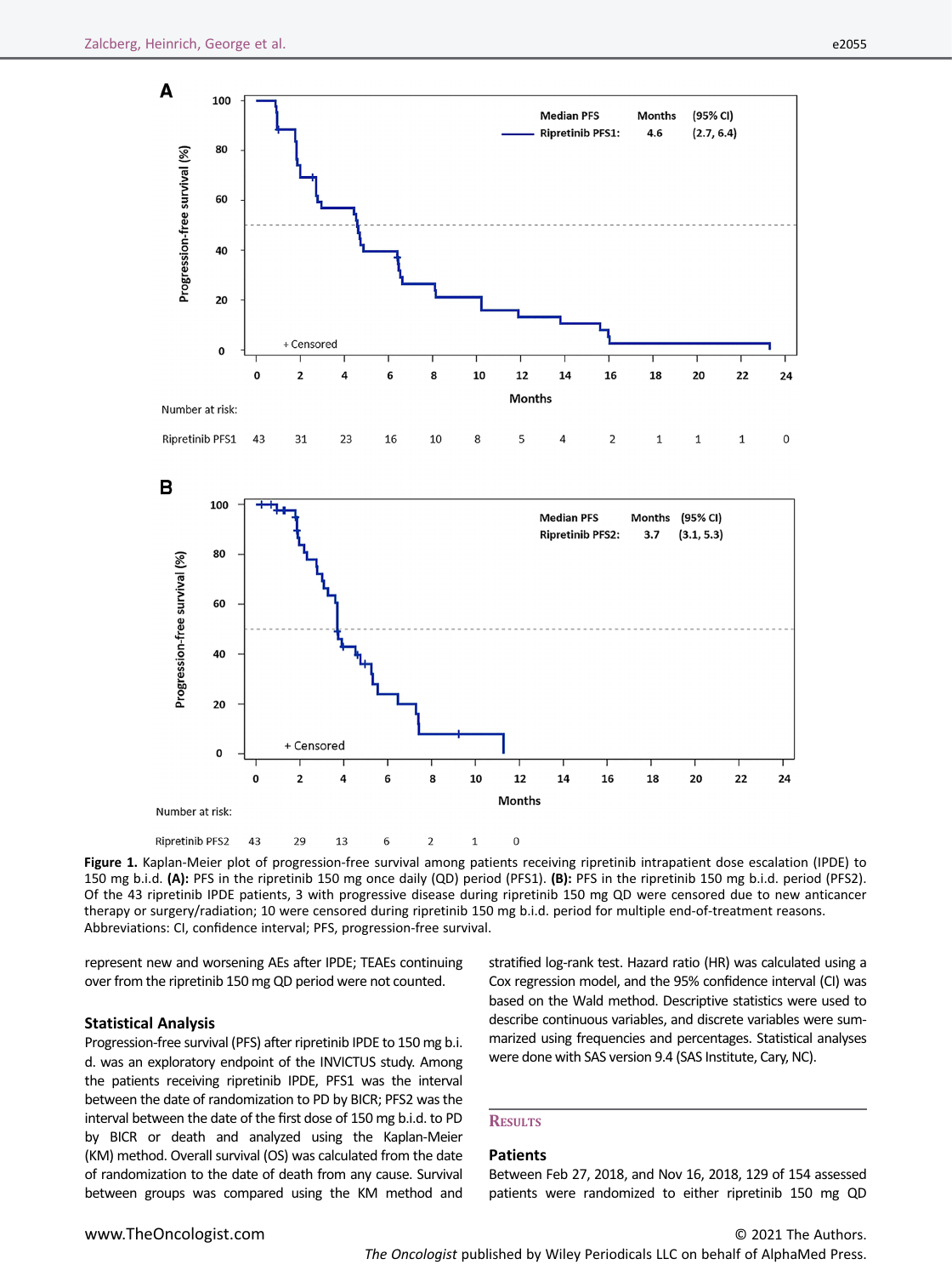**Figure 1.** Kaplan-Meier plot of progression-free survival among patients receiving ripretinib intrapatient dose escalation (IPDE) to 150 mg b.i.d. **(A):** PFS in the ripretinib 150 mg once daily (QD) period (PFS1). **(B):** PFS in the ripretinib 150 mg b.i.d. period (PFS2). Of the 43 ripretinib IPDE patients, 3 with progressive disease during ripretinib 150 mg QD were censored due to new anticancer therapy or surgery/radiation; 10 were censored during ripretinib 150 mg b.i.d. period for multiple end-of-treatment reasons. Abbreviations: CI, confidence interval; PFS, progression-free survival.

represent new and worsening AEs after IPDE; TEAEs continuing over from the ripretinib 150 mg QD period were not counted.

### Statistical Analysis

Progression-free survival (PFS) after ripretinib IPDE to 150 mg b.i.d. was an exploratory endpoint of the INVICTUS study. Among the patients receiving ripretinib IPDE, PFS1 was the interval between the date of randomization to PD by BICR; PFS2 was the interval between the date of the first dose of 150 mg b.i.d. to PD by BICR or death and analyzed using the Kaplan-Meier (KM) method. Overall survival (OS) was calculated from the date of randomization to the date of death from any cause. Survival between groups was compared using the KM method and stratified log-rank test. Hazard ratio (HR) was calculated using a Cox regression model, and the 95% confidence interval (CI) was based on the Wald method. Descriptive statistics were used to describe continuous variables, and discrete variables were summarized using frequencies and percentages. Statistical analyses were done with SAS version 9.4 (SAS Institute, Cary, NC).

## Results

### Patients

Between Feb 27, 2018, and Nov 16, 2018, 129 of 154 assessed patients were randomized to either ripretinib 150 mg QD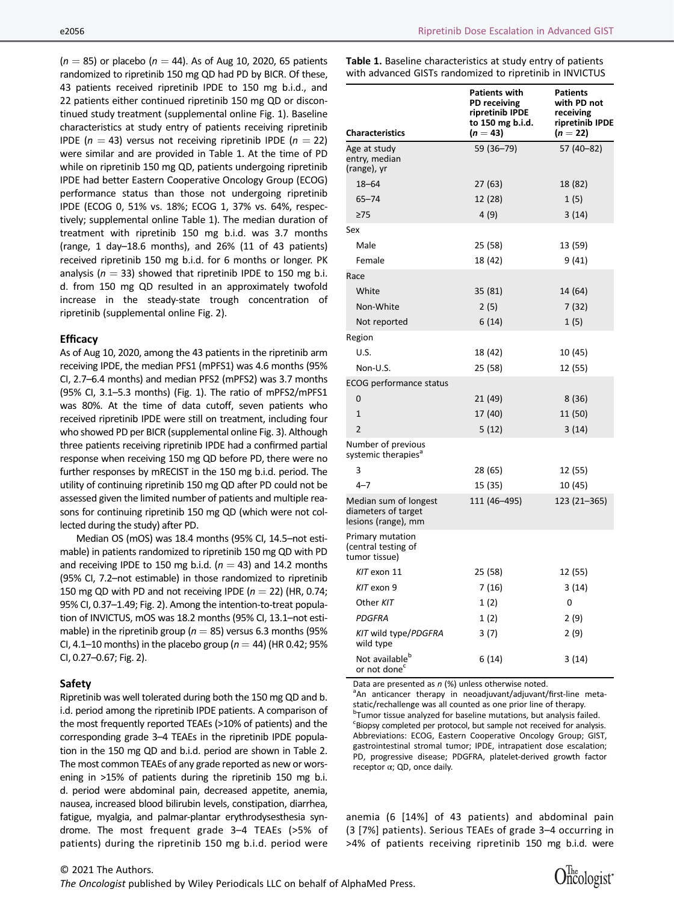($n = 85$) or placebo ($n = 44$). As of Aug 10, 2020, 65 patients randomized to ripretinib 150 mg QD had PD by BICR. Of these, 43 patients received ripretinib IPDE to 150 mg b.i.d., and 22 patients either continued ripretinib 150 mg QD or discontinued study treatment (supplemental online Fig. 1). Baseline characteristics at study entry of patients receiving ripretinib IPDE ($n = 43$) versus not receiving ripretinib IPDE ($n = 22$) were similar and are provided in Table 1. At the time of PD while on ripretinib 150 mg QD, patients undergoing ripretinib IPDE had better Eastern Cooperative Oncology Group (ECOG) performance status than those not undergoing ripretinib IPDE (ECOG 0, 51% vs. 18%; ECOG 1, 37% vs. 64%, respectively; supplemental online Table 1). The median duration of treatment with ripretinib 150 mg b.i.d. was 3.7 months (range, 1 day–18.6 months), and 26% (11 of 43 patients) received ripretinib 150 mg b.i.d. for 6 months or longer. PK analysis ($n = 33$) showed that ripretinib IPDE to 150 mg b.i.d. from 150 mg QD resulted in an approximately twofold increase in the steady-state trough concentration of ripretinib (supplemental online Fig. 2).

### Efficacy

As of Aug 10, 2020, among the 43 patients in the ripretinib arm receiving IPDE, the median PFS1 (mPFS1) was 4.6 months (95% CI, 2.7–6.4 months) and median PFS2 (mPFS2) was 3.7 months (95% CI, 3.1–5.3 months) (Fig. 1). The ratio of mPFS2/mPFS1 was 80%. At the time of data cutoff, seven patients who received ripretinib IPDE were still on treatment, including four who showed PD per BICR (supplemental online Fig. 3). Although three patients receiving ripretinib IPDE had a confirmed partial response when receiving 150 mg QD before PD, there were no further responses by mRECIST in the 150 mg b.i.d. period. The utility of continuing ripretinib 150 mg QD after PD could not be assessed given the limited number of patients and multiple reasons for continuing ripretinib 150 mg QD (which were not collected during the study) after PD.

Median OS (mOS) was 18.4 months (95% CI, 14.5–not estimable) in patients randomized to ripretinib 150 mg QD with PD and receiving IPDE to 150 mg b.i.d. ($n = 43$) and 14.2 months (95% CI, 7.2–not estimable) in those randomized to ripretinib 150 mg QD with PD and not receiving IPDE ($n = 22$) (HR, 0.74; 95% CI, 0.37–1.49; Fig. 2). Among the intention-to-treat population of INVICTUS, mOS was 18.2 months (95% CI, 13.1–not estimable) in the ripretinib group ($n = 85$) versus 6.3 months (95% CI, 4.1–10 months) in the placebo group ($n = 44$) (HR 0.42; 95% CI, 0.27–0.67; Fig. 2).

### Safety

Ripretinib was well tolerated during both the 150 mg QD and b.i.d. period among the ripretinib IPDE patients. A comparison of the most frequently reported TEAEs (>10% of patients) and the corresponding grade 3–4 TEAEs in the ripretinib IPDE population in the 150 mg QD and b.i.d. period are shown in Table 2. The most common TEAEs of any grade reported as new or worsening in >15% of patients during the ripretinib 150 mg b.i.d. period were abdominal pain, decreased appetite, anemia, nausea, increased blood bilirubin levels, constipation, diarrhea, fatigue, myalgia, and palmar-plantar erythrodysesthesia syndrome. The most frequent grade 3–4 TEAEs (>5% of patients) during the ripretinib 150 mg b.i.d. period were anemia (6 [14%] of 43 patients) and abdominal pain (3 [7%] patients). Serious TEAEs of grade 3–4 occurring in >4% of patients receiving ripretinib 150 mg b.i.d. were

**Table 1.** Baseline characteristics at study entry of patients with advanced GISTs randomized to ripretinib in INVICTUS

| Characteristics | Patients with PD receiving ripretinib IPDE to 150 mg b.i.d. ($n = 43$) | Patients with PD not receiving ripretinib IPDE ($n = 22$) |
|---|---|---|
| Age at study entry, median (range), yr | 59 (36–79) | 57 (40–82) |
| 18–64 | 27 (63) | 18 (82) |
| 65–74 | 12 (28) | 1 (5) |
| ≥75 | 4 (9) | 3 (14) |
| Sex | | |
| Male | 25 (58) | 13 (59) |
| Female | 18 (42) | 9 (41) |
| Race | | |
| White | 35 (81) | 14 (64) |
| Non-White | 2 (5) | 7 (32) |
| Not reported | 6 (14) | 1 (5) |
| Region | | |
| U.S. | 18 (42) | 10 (45) |
| Non-U.S. | 25 (58) | 12 (55) |
| ECOG performance status | | |
| 0 | 21 (49) | 8 (36) |
| 1 | 17 (40) | 11 (50) |
| 2 | 5 (12) | 3 (14) |
| Number of previous systemic therapies[a] | | |
| 3 | 28 (65) | 12 (55) |
| 4–7 | 15 (35) | 10 (45) |
| Median sum of longest diameters of target lesions (range), mm | 111 (46–495) | 123 (21–365) |
| Primary mutation (central testing of tumor tissue) | | |
| *KIT* exon 11 | 25 (58) | 12 (55) |
| *KIT* exon 9 | 7 (16) | 3 (14) |
| Other *KIT* | 1 (2) | 0 |
| *PDGFRA* | 1 (2) | 2 (9) |
| *KIT* wild type/*PDGFRA* wild type | 3 (7) | 2 (9) |
| Not available[b] or not done[c] | 6 (14) | 3 (14) |

Data are presented as *n* (%) unless otherwise noted.
[a]An anticancer therapy in neoadjuvant/adjuvant/first-line metastatic/rechallenge was all counted as one prior line of therapy.
[b]Tumor tissue analyzed for baseline mutations, but analysis failed.
[c]Biopsy completed per protocol, but sample not received for analysis.
Abbreviations: ECOG, Eastern Cooperative Oncology Group; GIST, gastrointestinal stromal tumor; IPDE, intrapatient dose escalation; PD, progressive disease; PDGFRA, platelet-derived growth factor receptor α; QD, once daily.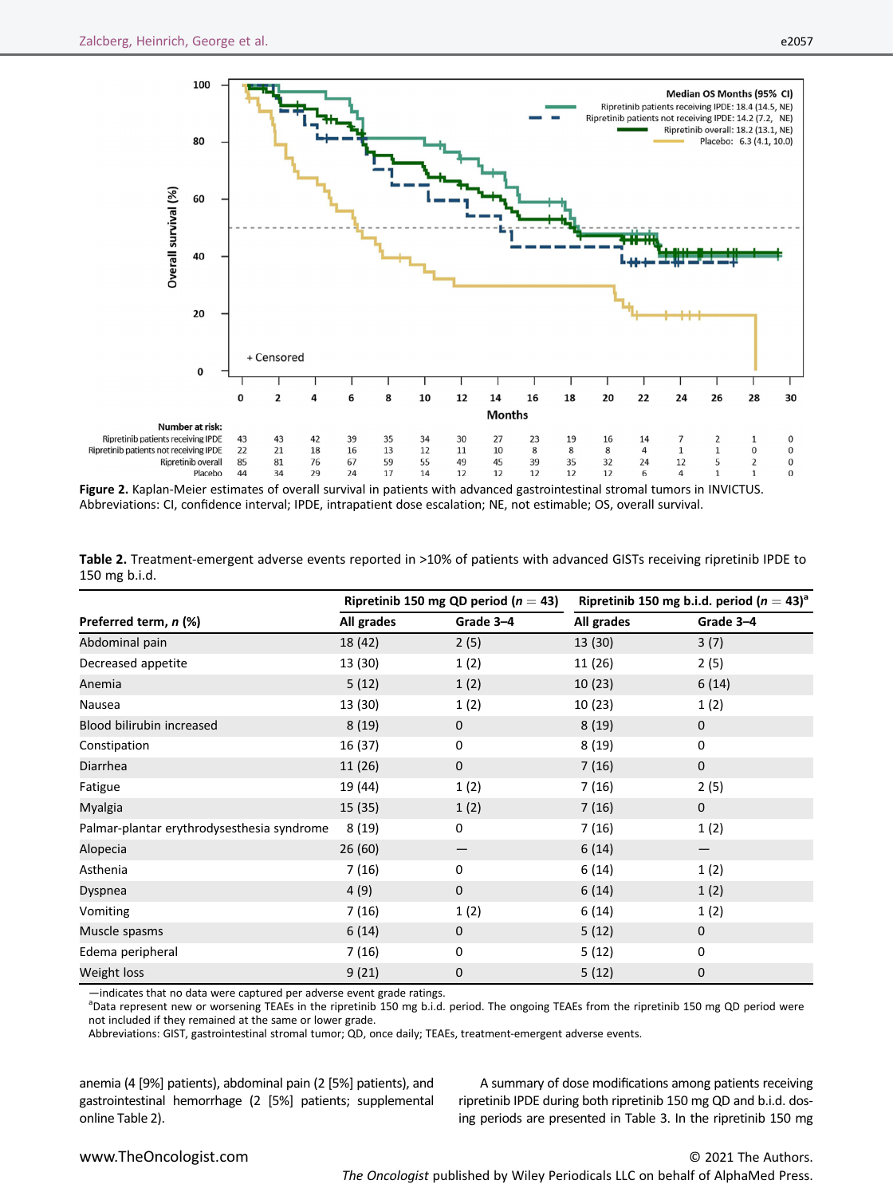**Figure 2.** Kaplan-Meier estimates of overall survival in patients with advanced gastrointestinal stromal tumors in INVICTUS. Abbreviations: CI, confidence interval; IPDE, intrapatient dose escalation; NE, not estimable; OS, overall survival.

**Table 2.** Treatment-emergent adverse events reported in >10% of patients with advanced GISTs receiving ripretinib IPDE to 150 mg b.i.d.

| Preferred term, *n* (%) | Ripretinib 150 mg QD period (*n* = 43) All grades | Ripretinib 150 mg QD period (*n* = 43) Grade 3–4 | Ripretinib 150 mg b.i.d. period (*n* = 43)[a] All grades | Ripretinib 150 mg b.i.d. period (*n* = 43)[a] Grade 3–4 |
|---|---|---|---|---|
| Abdominal pain | 18 (42) | 2 (5) | 13 (30) | 3 (7) |
| Decreased appetite | 13 (30) | 1 (2) | 11 (26) | 2 (5) |
| Anemia | 5 (12) | 1 (2) | 10 (23) | 6 (14) |
| Nausea | 13 (30) | 1 (2) | 10 (23) | 1 (2) |
| Blood bilirubin increased | 8 (19) | 0 | 8 (19) | 0 |
| Constipation | 16 (37) | 0 | 8 (19) | 0 |
| Diarrhea | 11 (26) | 0 | 7 (16) | 0 |
| Fatigue | 19 (44) | 1 (2) | 7 (16) | 2 (5) |
| Myalgia | 15 (35) | 1 (2) | 7 (16) | 0 |
| Palmar-plantar erythrodysesthesia syndrome | 8 (19) | 0 | 7 (16) | 1 (2) |
| Alopecia | 26 (60) | — | 6 (14) | — |
| Asthenia | 7 (16) | 0 | 6 (14) | 1 (2) |
| Dyspnea | 4 (9) | 0 | 6 (14) | 1 (2) |
| Vomiting | 7 (16) | 1 (2) | 6 (14) | 1 (2) |
| Muscle spasms | 6 (14) | 0 | 5 (12) | 0 |
| Edema peripheral | 7 (16) | 0 | 5 (12) | 0 |
| Weight loss | 9 (21) | 0 | 5 (12) | 0 |

—indicates that no data were captured per adverse event grade ratings.
[a]Data represent new or worsening TEAEs in the ripretinib 150 mg b.i.d. period. The ongoing TEAEs from the ripretinib 150 mg QD period were not included if they remained at the same or lower grade.
Abbreviations: GIST, gastrointestinal stromal tumor; QD, once daily; TEAEs, treatment-emergent adverse events.

anemia (4 [9%] patients), abdominal pain (2 [5%] patients), and gastrointestinal hemorrhage (2 [5%] patients; supplemental online Table 2).

A summary of dose modifications among patients receiving ripretinib IPDE during both ripretinib 150 mg QD and b.i.d. dosing periods are presented in Table 3. In the ripretinib 150 mg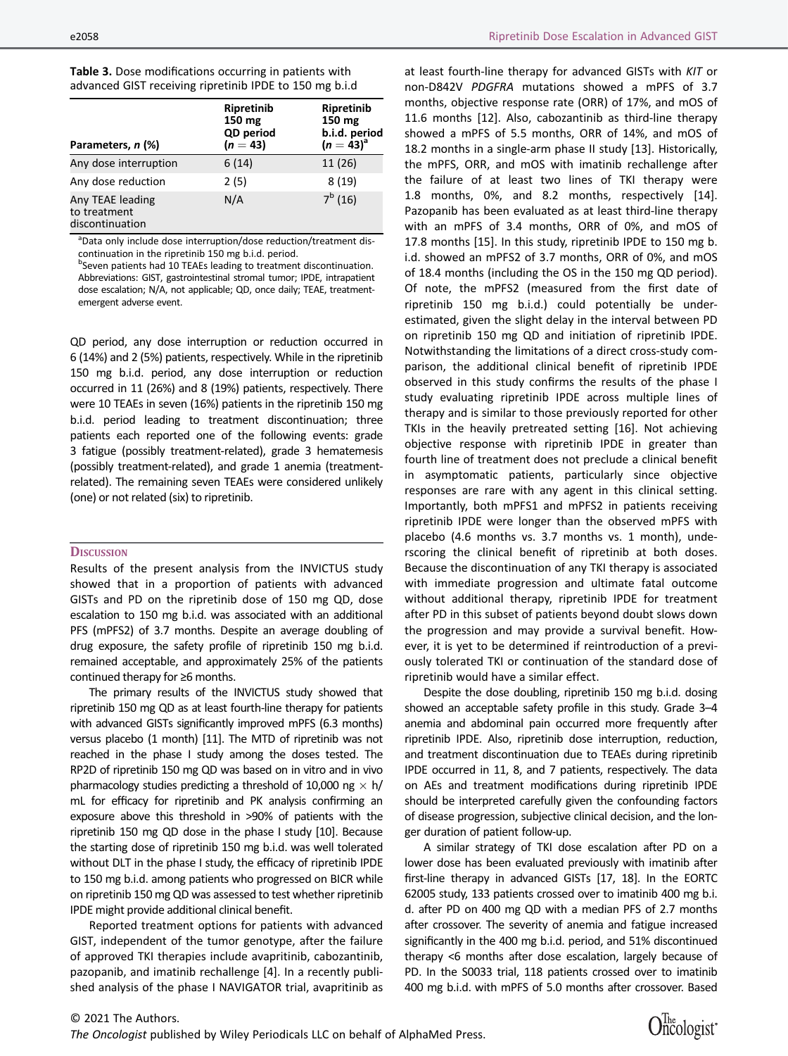**Table 3.** Dose modifications occurring in patients with advanced GIST receiving ripretinib IPDE to 150 mg b.i.d

| Parameters, n (%) | Ripretinib 150 mg QD period (n = 43) | Ripretinib 150 mg b.i.d. period (n = 43)[a] |
|---|---|---|
| Any dose interruption | 6 (14) | 11 (26) |
| Any dose reduction | 2 (5) | 8 (19) |
| Any TEAE leading to treatment discontinuation | N/A | 7[b] (16) |

[a]Data only include dose interruption/dose reduction/treatment discontinuation in the ripretinib 150 mg b.i.d. period.
[b]Seven patients had 10 TEAEs leading to treatment discontinuation.
Abbreviations: GIST, gastrointestinal stromal tumor; IPDE, intrapatient dose escalation; N/A, not applicable; QD, once daily; TEAE, treatment-emergent adverse event.

QD period, any dose interruption or reduction occurred in 6 (14%) and 2 (5%) patients, respectively. While in the ripretinib 150 mg b.i.d. period, any dose interruption or reduction occurred in 11 (26%) and 8 (19%) patients, respectively. There were 10 TEAEs in seven (16%) patients in the ripretinib 150 mg b.i.d. period leading to treatment discontinuation; three patients each reported one of the following events: grade 3 fatigue (possibly treatment-related), grade 3 hematemesis (possibly treatment-related), and grade 1 anemia (treatment-related). The remaining seven TEAEs were considered unlikely (one) or not related (six) to ripretinib.

## Discussion

Results of the present analysis from the INVICTUS study showed that in a proportion of patients with advanced GISTs and PD on the ripretinib dose of 150 mg QD, dose escalation to 150 mg b.i.d. was associated with an additional PFS (mPFS2) of 3.7 months. Despite an average doubling of drug exposure, the safety profile of ripretinib 150 mg b.i.d. remained acceptable, and approximately 25% of the patients continued therapy for ≥6 months.

The primary results of the INVICTUS study showed that ripretinib 150 mg QD as at least fourth-line therapy for patients with advanced GISTs significantly improved mPFS (6.3 months) versus placebo (1 month) [11]. The MTD of ripretinib was not reached in the phase I study among the doses tested. The RP2D of ripretinib 150 mg QD was based on in vitro and in vivo pharmacology studies predicting a threshold of 10,000 ng × h/mL for efficacy for ripretinib and PK analysis confirming an exposure above this threshold in >90% of patients with the ripretinib 150 mg QD dose in the phase I study [10]. Because the starting dose of ripretinib 150 mg b.i.d. was well tolerated without DLT in the phase I study, the efficacy of ripretinib IPDE to 150 mg b.i.d. among patients who progressed on BICR while on ripretinib 150 mg QD was assessed to test whether ripretinib IPDE might provide additional clinical benefit.

Reported treatment options for patients with advanced GIST, independent of the tumor genotype, after the failure of approved TKI therapies include avapritinib, cabozantinib, pazopanib, and imatinib rechallenge [4]. In a recently published analysis of the phase I NAVIGATOR trial, avapritinib as at least fourth-line therapy for advanced GISTs with *KIT* or non-D842V *PDGFRA* mutations showed a mPFS of 3.7 months, objective response rate (ORR) of 17%, and mOS of 11.6 months [12]. Also, cabozantinib as third-line therapy showed a mPFS of 5.5 months, ORR of 14%, and mOS of 18.2 months in a single-arm phase II study [13]. Historically, the mPFS, ORR, and mOS with imatinib rechallenge after the failure of at least two lines of TKI therapy were 1.8 months, 0%, and 8.2 months, respectively [14]. Pazopanib has been evaluated as at least third-line therapy with an mPFS of 3.4 months, ORR of 0%, and mOS of 17.8 months [15]. In this study, ripretinib IPDE to 150 mg b.i.d. showed an mPFS2 of 3.7 months, ORR of 0%, and mOS of 18.4 months (including the OS in the 150 mg QD period). Of note, the mPFS2 (measured from the first date of ripretinib 150 mg b.i.d.) could potentially be underestimated, given the slight delay in the interval between PD on ripretinib 150 mg QD and initiation of ripretinib IPDE. Notwithstanding the limitations of a direct cross-study comparison, the additional clinical benefit of ripretinib IPDE observed in this study confirms the results of the phase I study evaluating ripretinib IPDE across multiple lines of therapy and is similar to those previously reported for other TKIs in the heavily pretreated setting [16]. Not achieving objective response with ripretinib IPDE in greater than fourth line of treatment does not preclude a clinical benefit in asymptomatic patients, particularly since objective responses are rare with any agent in this clinical setting. Importantly, both mPFS1 and mPFS2 in patients receiving ripretinib IPDE were longer than the observed mPFS with placebo (4.6 months vs. 3.7 months vs. 1 month), underscoring the clinical benefit of ripretinib at both doses. Because the discontinuation of any TKI therapy is associated with immediate progression and ultimate fatal outcome without additional therapy, ripretinib IPDE for treatment after PD in this subset of patients beyond doubt slows down the progression and may provide a survival benefit. However, it is yet to be determined if reintroduction of a previously tolerated TKI or continuation of the standard dose of ripretinib would have a similar effect.

Despite the dose doubling, ripretinib 150 mg b.i.d. dosing showed an acceptable safety profile in this study. Grade 3–4 anemia and abdominal pain occurred more frequently after ripretinib IPDE. Also, ripretinib dose interruption, reduction, and treatment discontinuation due to TEAEs during ripretinib IPDE occurred in 11, 8, and 7 patients, respectively. The data on AEs and treatment modifications during ripretinib IPDE should be interpreted carefully given the confounding factors of disease progression, subjective clinical decision, and the longer duration of patient follow-up.

A similar strategy of TKI dose escalation after PD on a lower dose has been evaluated previously with imatinib after first-line therapy in advanced GISTs [17, 18]. In the EORTC 62005 study, 133 patients crossed over to imatinib 400 mg b.i.d. after PD on 400 mg QD with a median PFS of 2.7 months after crossover. The severity of anemia and fatigue increased significantly in the 400 mg b.i.d. period, and 51% discontinued therapy <6 months after dose escalation, largely because of PD. In the S0033 trial, 118 patients crossed over to imatinib 400 mg b.i.d. with mPFS of 5.0 months after crossover. Based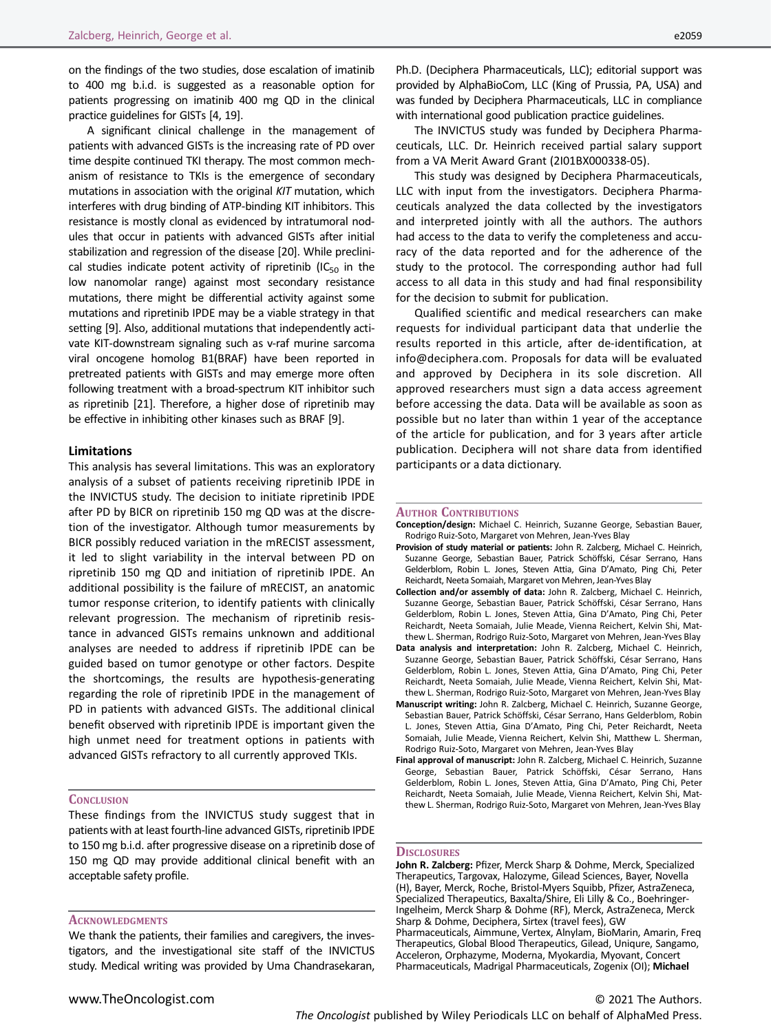on the findings of the two studies, dose escalation of imatinib to 400 mg b.i.d. is suggested as a reasonable option for patients progressing on imatinib 400 mg QD in the clinical practice guidelines for GISTs [4, 19].

A significant clinical challenge in the management of patients with advanced GISTs is the increasing rate of PD over time despite continued TKI therapy. The most common mechanism of resistance to TKIs is the emergence of secondary mutations in association with the original *KIT* mutation, which interferes with drug binding of ATP-binding KIT inhibitors. This resistance is mostly clonal as evidenced by intratumoral nodules that occur in patients with advanced GISTs after initial stabilization and regression of the disease [20]. While preclinical studies indicate potent activity of ripretinib ($IC_{50}$ in the low nanomolar range) against most secondary resistance mutations, there might be differential activity against some mutations and ripretinib IPDE may be a viable strategy in that setting [9]. Also, additional mutations that independently activate KIT-downstream signaling such as v-raf murine sarcoma viral oncogene homolog B1(BRAF) have been reported in pretreated patients with GISTs and may emerge more often following treatment with a broad-spectrum KIT inhibitor such as ripretinib [21]. Therefore, a higher dose of ripretinib may be effective in inhibiting other kinases such as BRAF [9].

### Limitations

This analysis has several limitations. This was an exploratory analysis of a subset of patients receiving ripretinib IPDE in the INVICTUS study. The decision to initiate ripretinib IPDE after PD by BICR on ripretinib 150 mg QD was at the discretion of the investigator. Although tumor measurements by BICR possibly reduced variation in the mRECIST assessment, it led to slight variability in the interval between PD on ripretinib 150 mg QD and initiation of ripretinib IPDE. An additional possibility is the failure of mRECIST, an anatomic tumor response criterion, to identify patients with clinically relevant progression. The mechanism of ripretinib resistance in advanced GISTs remains unknown and additional analyses are needed to address if ripretinib IPDE can be guided based on tumor genotype or other factors. Despite the shortcomings, the results are hypothesis-generating regarding the role of ripretinib IPDE in the management of PD in patients with advanced GISTs. The additional clinical benefit observed with ripretinib IPDE is important given the high unmet need for treatment options in patients with advanced GISTs refractory to all currently approved TKIs.

## Conclusion

These findings from the INVICTUS study suggest that in patients with at least fourth-line advanced GISTs, ripretinib IPDE to 150 mg b.i.d. after progressive disease on a ripretinib dose of 150 mg QD may provide additional clinical benefit with an acceptable safety profile.

## Acknowledgments

We thank the patients, their families and caregivers, the investigators, and the investigational site staff of the INVICTUS study. Medical writing was provided by Uma Chandrasekaran, Ph.D. (Deciphera Pharmaceuticals, LLC); editorial support was provided by AlphaBioCom, LLC (King of Prussia, PA, USA) and was funded by Deciphera Pharmaceuticals, LLC in compliance with international good publication practice guidelines.

The INVICTUS study was funded by Deciphera Pharmaceuticals, LLC. Dr. Heinrich received partial salary support from a VA Merit Award Grant (2I01BX000338-05).

This study was designed by Deciphera Pharmaceuticals, LLC with input from the investigators. Deciphera Pharmaceuticals analyzed the data collected by the investigators and interpreted jointly with all the authors. The authors had access to the data to verify the completeness and accuracy of the data reported and for the adherence of the study to the protocol. The corresponding author had full access to all data in this study and had final responsibility for the decision to submit for publication.

Qualified scientific and medical researchers can make requests for individual participant data that underlie the results reported in this article, after de-identification, at info@deciphera.com. Proposals for data will be evaluated and approved by Deciphera in its sole discretion. All approved researchers must sign a data access agreement before accessing the data. Data will be available as soon as possible but no later than within 1 year of the acceptance of the article for publication, and for 3 years after article publication. Deciphera will not share data from identified participants or a data dictionary.

## Author Contributions

**Conception/design:** Michael C. Heinrich, Suzanne George, Sebastian Bauer, Rodrigo Ruiz-Soto, Margaret von Mehren, Jean-Yves Blay

**Provision of study material or patients:** John R. Zalcberg, Michael C. Heinrich, Suzanne George, Sebastian Bauer, Patrick Schöffski, César Serrano, Hans Gelderblom, Robin L. Jones, Steven Attia, Gina D'Amato, Ping Chi, Peter Reichardt, Neeta Somaiah, Margaret von Mehren, Jean-Yves Blay

**Collection and/or assembly of data:** John R. Zalcberg, Michael C. Heinrich, Suzanne George, Sebastian Bauer, Patrick Schöffski, César Serrano, Hans Gelderblom, Robin L. Jones, Steven Attia, Gina D'Amato, Ping Chi, Peter Reichardt, Neeta Somaiah, Julie Meade, Vienna Reichert, Kelvin Shi, Matthew L. Sherman, Rodrigo Ruiz-Soto, Margaret von Mehren, Jean-Yves Blay

**Data analysis and interpretation:** John R. Zalcberg, Michael C. Heinrich, Suzanne George, Sebastian Bauer, Patrick Schöffski, César Serrano, Hans Gelderblom, Robin L. Jones, Steven Attia, Gina D'Amato, Ping Chi, Peter Reichardt, Neeta Somaiah, Julie Meade, Vienna Reichert, Kelvin Shi, Matthew L. Sherman, Rodrigo Ruiz-Soto, Margaret von Mehren, Jean-Yves Blay

**Manuscript writing:** John R. Zalcberg, Michael C. Heinrich, Suzanne George, Sebastian Bauer, Patrick Schöffski, César Serrano, Hans Gelderblom, Robin L. Jones, Steven Attia, Gina D'Amato, Ping Chi, Peter Reichardt, Neeta Somaiah, Julie Meade, Vienna Reichert, Kelvin Shi, Matthew L. Sherman, Rodrigo Ruiz-Soto, Margaret von Mehren, Jean-Yves Blay

**Final approval of manuscript:** John R. Zalcberg, Michael C. Heinrich, Suzanne George, Sebastian Bauer, Patrick Schöffski, César Serrano, Hans Gelderblom, Robin L. Jones, Steven Attia, Gina D'Amato, Ping Chi, Peter Reichardt, Neeta Somaiah, Julie Meade, Vienna Reichert, Kelvin Shi, Matthew L. Sherman, Rodrigo Ruiz-Soto, Margaret von Mehren, Jean-Yves Blay

## Disclosures

**John R. Zalcberg:** Pfizer, Merck Sharp & Dohme, Merck, Specialized Therapeutics, Targovax, Halozyme, Gilead Sciences, Bayer, Novella (H), Bayer, Merck, Roche, Bristol-Myers Squibb, Pfizer, AstraZeneca, Specialized Therapeutics, Baxalta/Shire, Eli Lilly & Co., Boehringer-Ingelheim, Merck Sharp & Dohme (RF), Merck, AstraZeneca, Merck Sharp & Dohme, Deciphera, Sirtex (travel fees), GW Pharmaceuticals, Aimmune, Vertex, Alnylam, BioMarin, Amarin, Freq Therapeutics, Global Blood Therapeutics, Gilead, Uniqure, Sangamo, Acceleron, Orphazyme, Moderna, Myokardia, Myovant, Concert Pharmaceuticals, Madrigal Pharmaceuticals, Zogenix (OI); **Michael**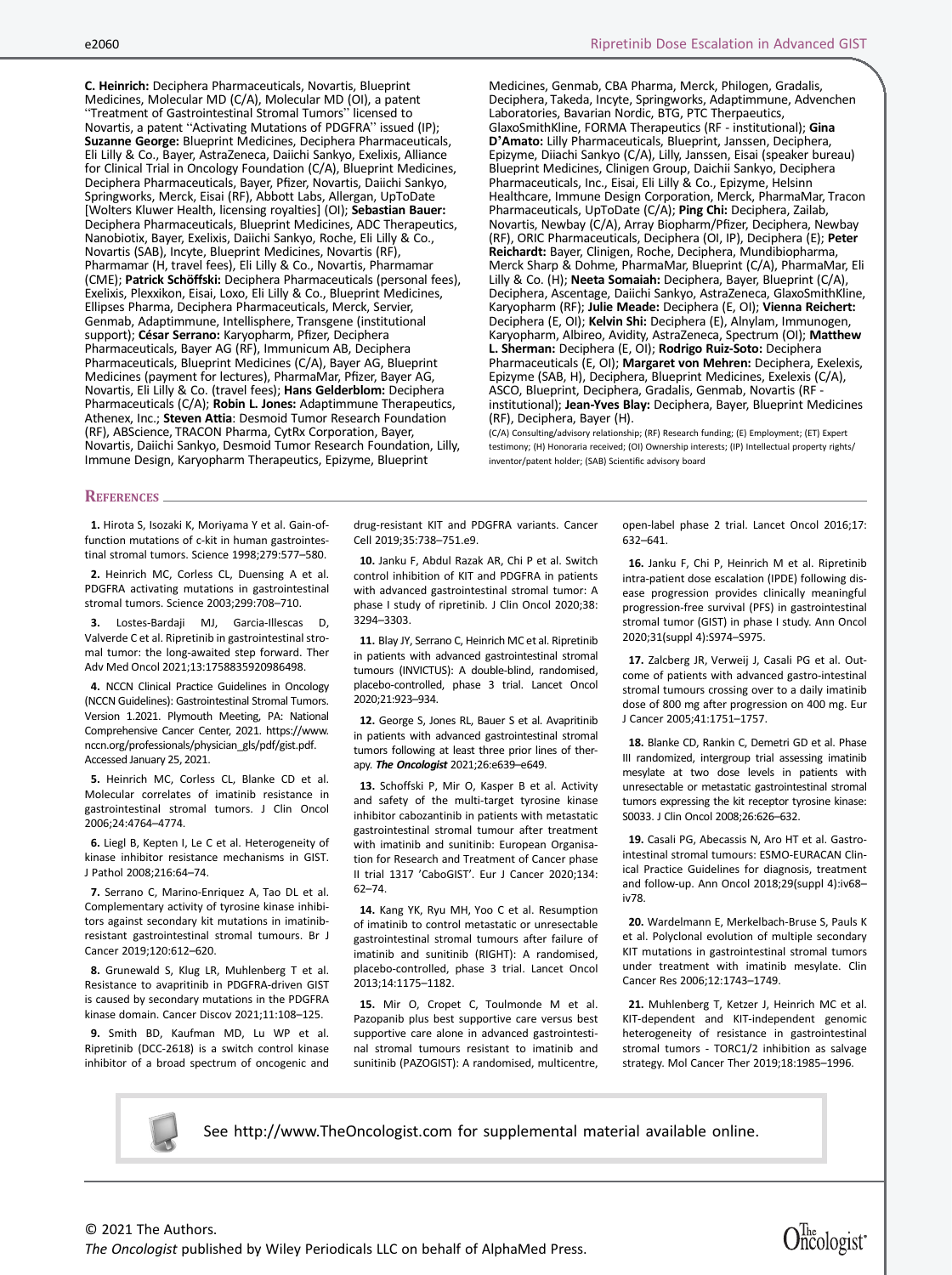**C. Heinrich:** Deciphera Pharmaceuticals, Novartis, Blueprint Medicines, Molecular MD (C/A), Molecular MD (OI), a patent "Treatment of Gastrointestinal Stromal Tumors" licensed to Novartis, a patent "Activating Mutations of PDGFRA" issued (IP); **Suzanne George:** Blueprint Medicines, Deciphera Pharmaceuticals, Eli Lilly & Co., Bayer, AstraZeneca, Daiichi Sankyo, Exelixis, Alliance for Clinical Trial in Oncology Foundation (C/A), Blueprint Medicines, Deciphera Pharmaceuticals, Bayer, Pfizer, Novartis, Daiichi Sankyo, Springworks, Merck, Eisai (RF), Abbott Labs, Allergan, UpToDate [Wolters Kluwer Health, licensing royalties] (OI); **Sebastian Bauer:** Deciphera Pharmaceuticals, Blueprint Medicines, ADC Therapeutics, Nanobiotix, Bayer, Exelixis, Daiichi Sankyo, Roche, Eli Lilly & Co., Novartis (SAB), Incyte, Blueprint Medicines, Novartis (RF), Pharmamar (H, travel fees), Eli Lilly & Co., Novartis, Pharmamar (CME); **Patrick Schöffski:** Deciphera Pharmaceuticals (personal fees), Exelixis, Plexxikon, Eisai, Loxo, Eli Lilly & Co., Blueprint Medicines, Ellipses Pharma, Deciphera Pharmaceuticals, Merck, Servier, Genmab, Adaptimmune, Intellisphere, Transgene (institutional support); **César Serrano:** Karyopharm, Pfizer, Deciphera Pharmaceuticals, Bayer AG (RF), Immunicum AB, Deciphera Pharmaceuticals, Blueprint Medicines (C/A), Bayer AG, Blueprint Medicines (payment for lectures), PharmaMar, Pfizer, Bayer AG, Novartis, Eli Lilly & Co. (travel fees); **Hans Gelderblom:** Deciphera Pharmaceuticals (C/A); **Robin L. Jones:** Adaptimmune Therapeutics, Athenex, Inc.; **Steven Attia**: Desmoid Tumor Research Foundation (RF), ABScience, TRACON Pharma, CytRx Corporation, Bayer, Novartis, Daiichi Sankyo, Desmoid Tumor Research Foundation, Lilly, Immune Design, Karyopharm Therapeutics, Epizyme, Blueprint Medicines, Genmab, CBA Pharma, Merck, Philogen, Gradalis, Deciphera, Takeda, Incyte, Springworks, Adaptimmune, Advenchen Laboratories, Bavarian Nordic, BTG, PTC Therpaeutics, GlaxoSmithKline, FORMA Therapeutics (RF - institutional); **Gina D'Amato:** Lilly Pharmaceuticals, Blueprint, Janssen, Deciphera, Epizyme, Diiachi Sankyo (C/A), Lilly, Janssen, Eisai (speaker bureau) Blueprint Medicines, Clinigen Group, Daichii Sankyo, Deciphera Pharmaceuticals, Inc., Eisai, Eli Lilly & Co., Epizyme, Helsinn Healthcare, Immune Design Corporation, Merck, PharmaMar, Tracon Pharmaceuticals, UpToDate (C/A); **Ping Chi:** Deciphera, Zailab, Novartis, Newbay (C/A), Array Biopharm/Pfizer, Deciphera, Newbay (RF), ORIC Pharmaceuticals, Deciphera (OI, IP), Deciphera (E); **Peter Reichardt:** Bayer, Clinigen, Roche, Deciphera, Mundibiopharma, Merck Sharp & Dohme, PharmaMar, Blueprint (C/A), PharmaMar, Eli Lilly & Co. (H); **Neeta Somaiah:** Deciphera, Bayer, Blueprint (C/A), Deciphera, Ascentage, Daiichi Sankyo, AstraZeneca, GlaxoSmithKline, Karyopharm (RF); **Julie Meade:** Deciphera (E, OI); **Vienna Reichert:** Deciphera (E, OI); **Kelvin Shi:** Deciphera (E), Alnylam, Immunogen, Karyopharm, Albireo, Avidity, AstraZeneca, Spectrum (OI); **Matthew L. Sherman:** Deciphera (E, OI); **Rodrigo Ruiz-Soto:** Deciphera Pharmaceuticals (E, OI); **Margaret von Mehren:** Deciphera, Exelexis, Epizyme (SAB, H), Deciphera, Blueprint Medicines, Exelexis (C/A), ASCO, Blueprint, Deciphera, Gradalis, Genmab, Novartis (RF - institutional); **Jean-Yves Blay:** Deciphera, Bayer, Blueprint Medicines (RF), Deciphera, Bayer (H).

(C/A) Consulting/advisory relationship; (RF) Research funding; (E) Employment; (ET) Expert testimony; (H) Honoraria received; (OI) Ownership interests; (IP) Intellectual property rights/ inventor/patent holder; (SAB) Scientific advisory board

## References

**1.** Hirota S, Isozaki K, Moriyama Y et al. Gain-of-function mutations of c-kit in human gastrointestinal stromal tumors. Science 1998;279:577–580.

**2.** Heinrich MC, Corless CL, Duensing A et al. PDGFRA activating mutations in gastrointestinal stromal tumors. Science 2003;299:708–710.

**3.** Lostes-Bardaji MJ, Garcia-Illescas D, Valverde C et al. Ripretinib in gastrointestinal stromal tumor: the long-awaited step forward. Ther Adv Med Oncol 2021;13:1758835920986498.

**4.** NCCN Clinical Practice Guidelines in Oncology (NCCN Guidelines): Gastrointestinal Stromal Tumors. Version 1.2021. Plymouth Meeting, PA: National Comprehensive Cancer Center, 2021. https://www.nccn.org/professionals/physician_gls/pdf/gist.pdf. Accessed January 25, 2021.

**5.** Heinrich MC, Corless CL, Blanke CD et al. Molecular correlates of imatinib resistance in gastrointestinal stromal tumors. J Clin Oncol 2006;24:4764–4774.

**6.** Liegl B, Kepten I, Le C et al. Heterogeneity of kinase inhibitor resistance mechanisms in GIST. J Pathol 2008;216:64–74.

**7.** Serrano C, Marino-Enriquez A, Tao DL et al. Complementary activity of tyrosine kinase inhibitors against secondary kit mutations in imatinib-resistant gastrointestinal stromal tumours. Br J Cancer 2019;120:612–620.

**8.** Grunewald S, Klug LR, Muhlenberg T et al. Resistance to avapritinib in PDGFRA-driven GIST is caused by secondary mutations in the PDGFRA kinase domain. Cancer Discov 2021;11:108–125.

**9.** Smith BD, Kaufman MD, Lu WP et al. Ripretinib (DCC-2618) is a switch control kinase inhibitor of a broad spectrum of oncogenic and drug-resistant KIT and PDGFRA variants. Cancer Cell 2019;35:738–751.e9.

**10.** Janku F, Abdul Razak AR, Chi P et al. Switch control inhibition of KIT and PDGFRA in patients with advanced gastrointestinal stromal tumor: A phase I study of ripretinib. J Clin Oncol 2020;38: 3294–3303.

**11.** Blay JY, Serrano C, Heinrich MC et al. Ripretinib in patients with advanced gastrointestinal stromal tumours (INVICTUS): A double-blind, randomised, placebo-controlled, phase 3 trial. Lancet Oncol 2020;21:923–934.

**12.** George S, Jones RL, Bauer S et al. Avapritinib in patients with advanced gastrointestinal stromal tumors following at least three prior lines of therapy. *The Oncologist* 2021;26:e639–e649.

**13.** Schoffski P, Mir O, Kasper B et al. Activity and safety of the multi-target tyrosine kinase inhibitor cabozantinib in patients with metastatic gastrointestinal stromal tumour after treatment with imatinib and sunitinib: European Organisation for Research and Treatment of Cancer phase II trial 1317 'CaboGIST'. Eur J Cancer 2020;134: 62–74.

**14.** Kang YK, Ryu MH, Yoo C et al. Resumption of imatinib to control metastatic or unresectable gastrointestinal stromal tumours after failure of imatinib and sunitinib (RIGHT): A randomised, placebo-controlled, phase 3 trial. Lancet Oncol 2013;14:1175–1182.

**15.** Mir O, Cropet C, Toulmonde M et al. Pazopanib plus best supportive care versus best supportive care alone in advanced gastrointestinal stromal tumours resistant to imatinib and sunitinib (PAZOGIST): A randomised, multicentre, open-label phase 2 trial. Lancet Oncol 2016;17: 632–641.

**16.** Janku F, Chi P, Heinrich M et al. Ripretinib intra-patient dose escalation (IPDE) following disease progression provides clinically meaningful progression-free survival (PFS) in gastrointestinal stromal tumor (GIST) in phase I study. Ann Oncol 2020;31(suppl 4):S974–S975.

**17.** Zalcberg JR, Verweij J, Casali PG et al. Outcome of patients with advanced gastro-intestinal stromal tumours crossing over to a daily imatinib dose of 800 mg after progression on 400 mg. Eur J Cancer 2005;41:1751–1757.

**18.** Blanke CD, Rankin C, Demetri GD et al. Phase III randomized, intergroup trial assessing imatinib mesylate at two dose levels in patients with unresectable or metastatic gastrointestinal stromal tumors expressing the kit receptor tyrosine kinase: S0033. J Clin Oncol 2008;26:626–632.

**19.** Casali PG, Abecassis N, Aro HT et al. Gastrointestinal stromal tumours: ESMO-EURACAN Clinical Practice Guidelines for diagnosis, treatment and follow-up. Ann Oncol 2018;29(suppl 4):iv68–iv78.

**20.** Wardelmann E, Merkelbach-Bruse S, Pauls K et al. Polyclonal evolution of multiple secondary KIT mutations in gastrointestinal stromal tumors under treatment with imatinib mesylate. Clin Cancer Res 2006;12:1743–1749.

**21.** Muhlenberg T, Ketzer J, Heinrich MC et al. KIT-dependent and KIT-independent genomic heterogeneity of resistance in gastrointestinal stromal tumors - TORC1/2 inhibition as salvage strategy. Mol Cancer Ther 2019;18:1985–1996.

See http://www.TheOncologist.com for supplemental material available online.

© 2021 The Authors.
*The Oncologist* published by Wiley Periodicals LLC on behalf of AlphaMed Press.